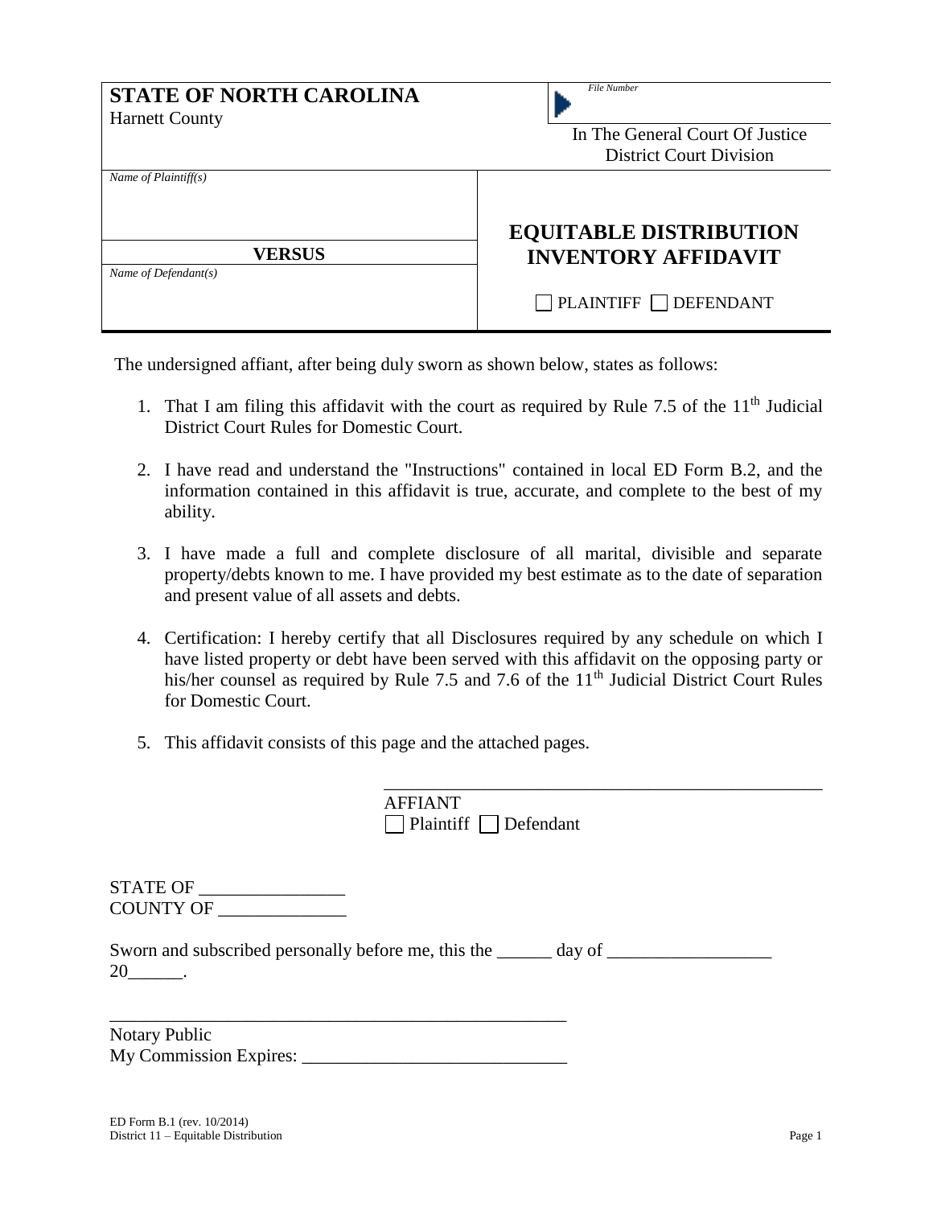| **STATE OF NORTH CAROLINA**<br>Harnett County | *File Number*<br><br>In The General Court Of Justice<br>District Court Division |
|---|---|
| *Name of Plaintiff(s)*<br><br>**VERSUS**<br>*Name of Defendant(s)* | **EQUITABLE DISTRIBUTION INVENTORY AFFIDAVIT**<br><br>☐ PLAINTIFF ☐ DEFENDANT |

The undersigned affiant, after being duly sworn as shown below, states as follows:

1. That I am filing this affidavit with the court as required by Rule 7.5 of the 11th Judicial District Court Rules for Domestic Court.

2. I have read and understand the "Instructions" contained in local ED Form B.2, and the information contained in this affidavit is true, accurate, and complete to the best of my ability.

3. I have made a full and complete disclosure of all marital, divisible and separate property/debts known to me. I have provided my best estimate as to the date of separation and present value of all assets and debts.

4. Certification: I hereby certify that all Disclosures required by any schedule on which I have listed property or debt have been served with this affidavit on the opposing party or his/her counsel as required by Rule 7.5 and 7.6 of the 11th Judicial District Court Rules for Domestic Court.

5. This affidavit consists of this page and the attached pages.

_______________________________________________
AFFIANT
☐ Plaintiff ☐ Defendant

STATE OF ________________
COUNTY OF ______________

Sworn and subscribed personally before me, this the ______ day of __________________ 20______.

___________________________________________________
Notary Public
My Commission Expires: ____________________________

ED Form B.1 (rev. 10/2014)
District 11 – Equitable Distribution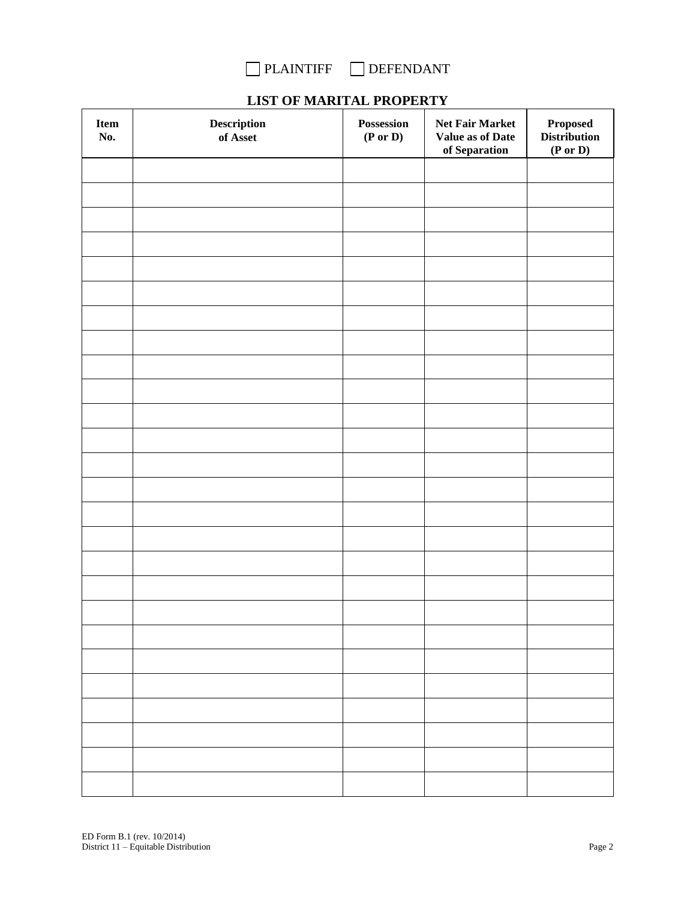☐ PLAINTIFF ☐ DEFENDANT

## LIST OF MARITAL PROPERTY

| Item No. | Description of Asset | Possession (P or D) | Net Fair Market Value as of Date of Separation | Proposed Distribution (P or D) |
|---|---|---|---|---|
| | | | | |
| | | | | |
| | | | | |
| | | | | |
| | | | | |
| | | | | |
| | | | | |
| | | | | |
| | | | | |
| | | | | |
| | | | | |
| | | | | |
| | | | | |
| | | | | |
| | | | | |
| | | | | |
| | | | | |
| | | | | |
| | | | | |
| | | | | |
| | | | | |
| | | | | |
| | | | | |
| | | | | |
| | | | | |
| | | | | |

ED Form B.1 (rev. 10/2014)
District 11 – Equitable Distribution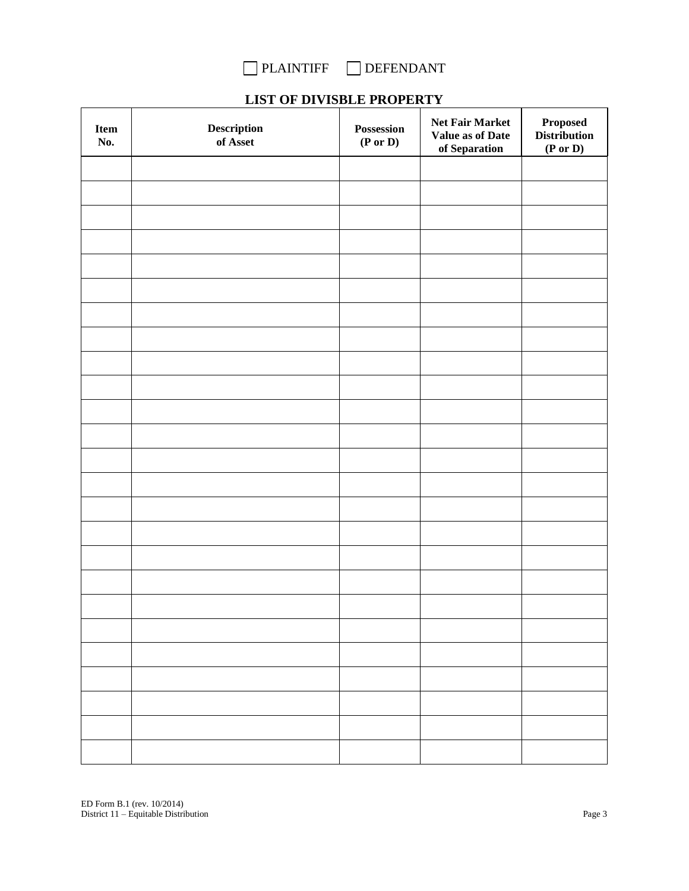☐ PLAINTIFF ☐ DEFENDANT

## LIST OF DIVISBLE PROPERTY

| Item No. | Description of Asset | Possession (P or D) | Net Fair Market Value as of Date of Separation | Proposed Distribution (P or D) |
|---|---|---|---|---|
| | | | | |
| | | | | |
| | | | | |
| | | | | |
| | | | | |
| | | | | |
| | | | | |
| | | | | |
| | | | | |
| | | | | |
| | | | | |
| | | | | |
| | | | | |
| | | | | |
| | | | | |
| | | | | |
| | | | | |
| | | | | |
| | | | | |
| | | | | |
| | | | | |
| | | | | |
| | | | | |
| | | | | |
| | | | | |

ED Form B.1 (rev. 10/2014)
District 11 – Equitable Distribution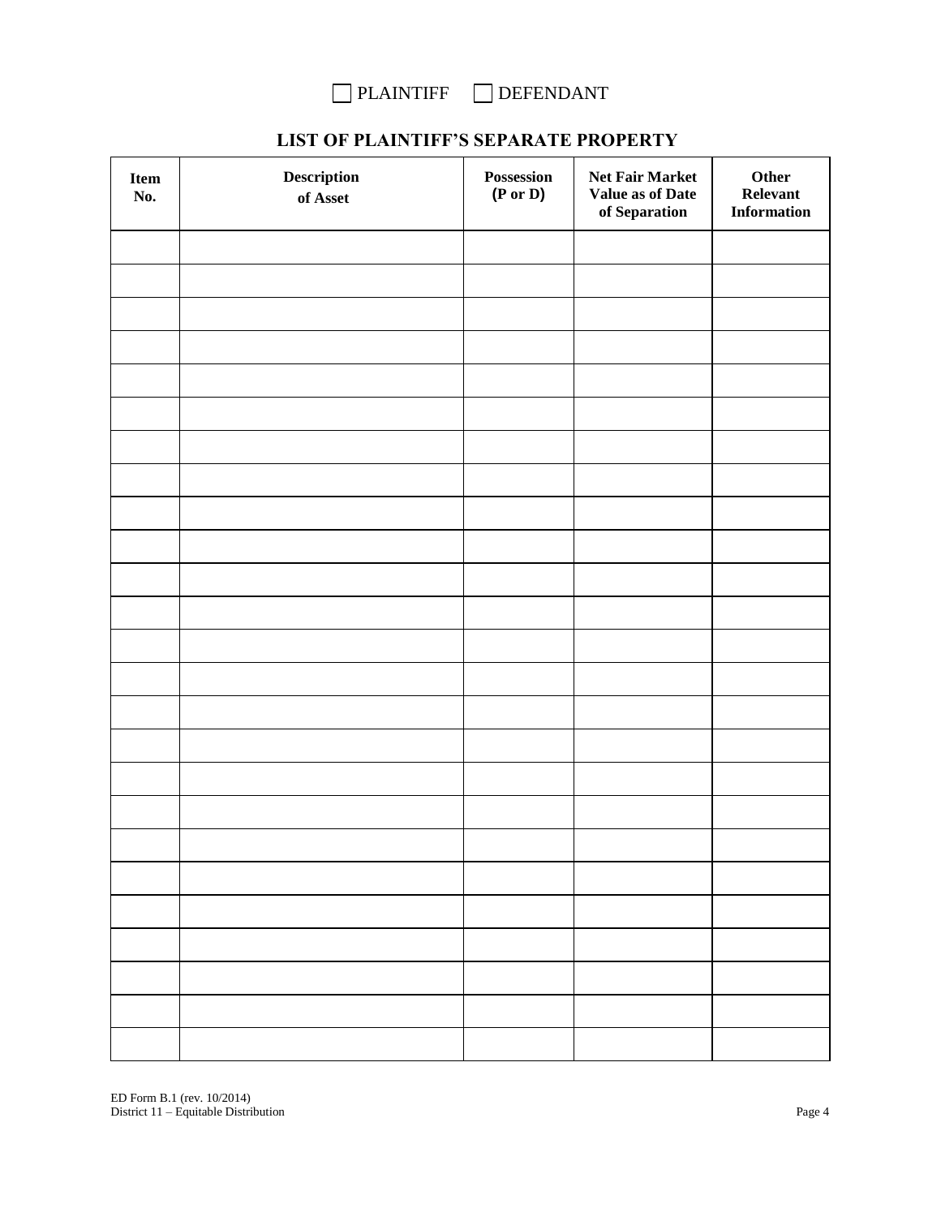☐ PLAINTIFF ☐ DEFENDANT

## LIST OF PLAINTIFF'S SEPARATE PROPERTY

| Item No. | Description of Asset | Possession (P or D) | Net Fair Market Value as of Date of Separation | Other Relevant Information |
|---|---|---|---|---|
| | | | | |
| | | | | |
| | | | | |
| | | | | |
| | | | | |
| | | | | |
| | | | | |
| | | | | |
| | | | | |
| | | | | |
| | | | | |
| | | | | |
| | | | | |
| | | | | |
| | | | | |
| | | | | |
| | | | | |
| | | | | |
| | | | | |
| | | | | |
| | | | | |
| | | | | |
| | | | | |
| | | | | |
| | | | | |

ED Form B.1 (rev. 10/2014)
District 11 – Equitable Distribution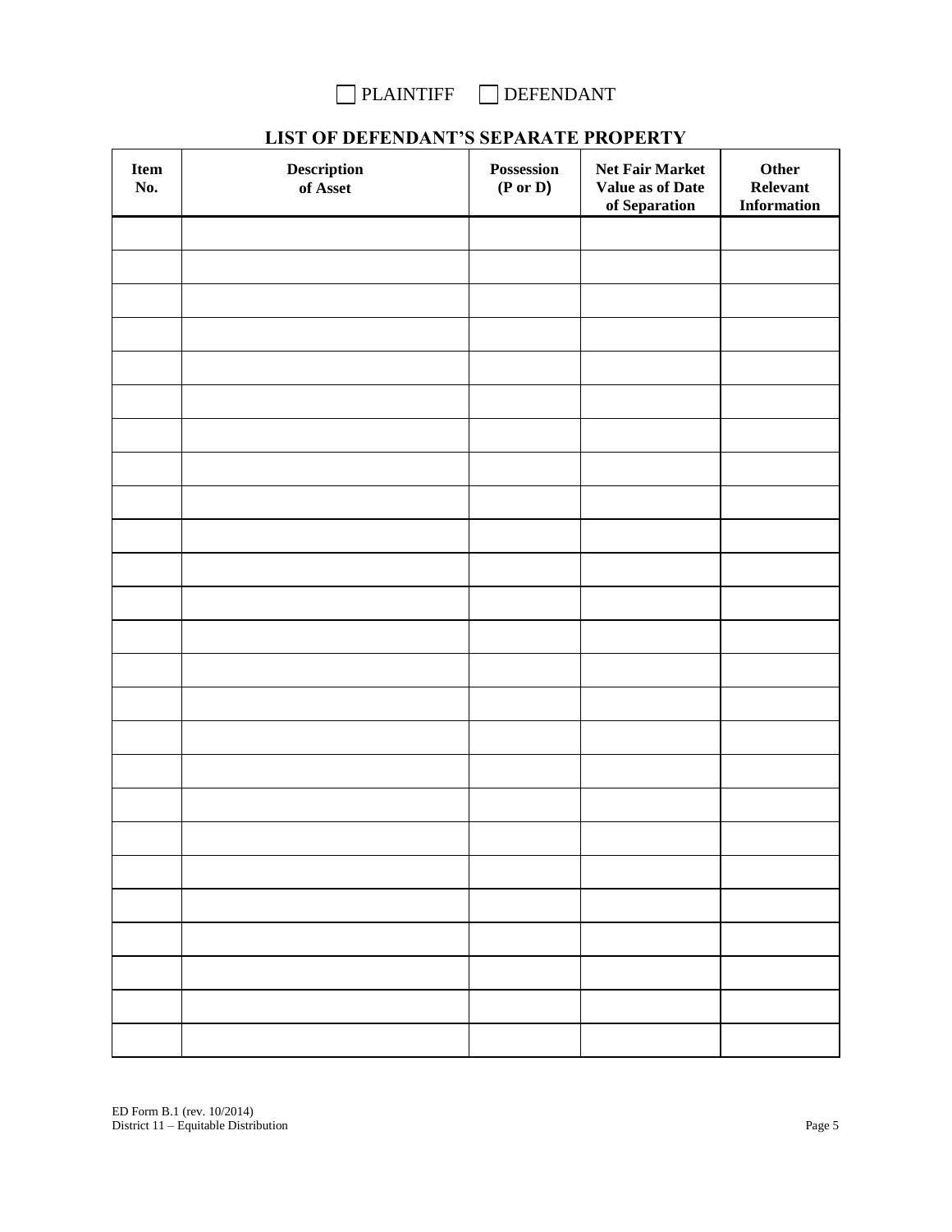☐ PLAINTIFF ☐ DEFENDANT

## LIST OF DEFENDANT'S SEPARATE PROPERTY

| Item No. | Description of Asset | Possession (P or D) | Net Fair Market Value as of Date of Separation | Other Relevant Information |
|---|---|---|---|---|
| | | | | |
| | | | | |
| | | | | |
| | | | | |
| | | | | |
| | | | | |
| | | | | |
| | | | | |
| | | | | |
| | | | | |
| | | | | |
| | | | | |
| | | | | |
| | | | | |
| | | | | |
| | | | | |
| | | | | |
| | | | | |
| | | | | |
| | | | | |
| | | | | |
| | | | | |
| | | | | |
| | | | | |
| | | | | |

ED Form B.1 (rev. 10/2014)
District 11 – Equitable Distribution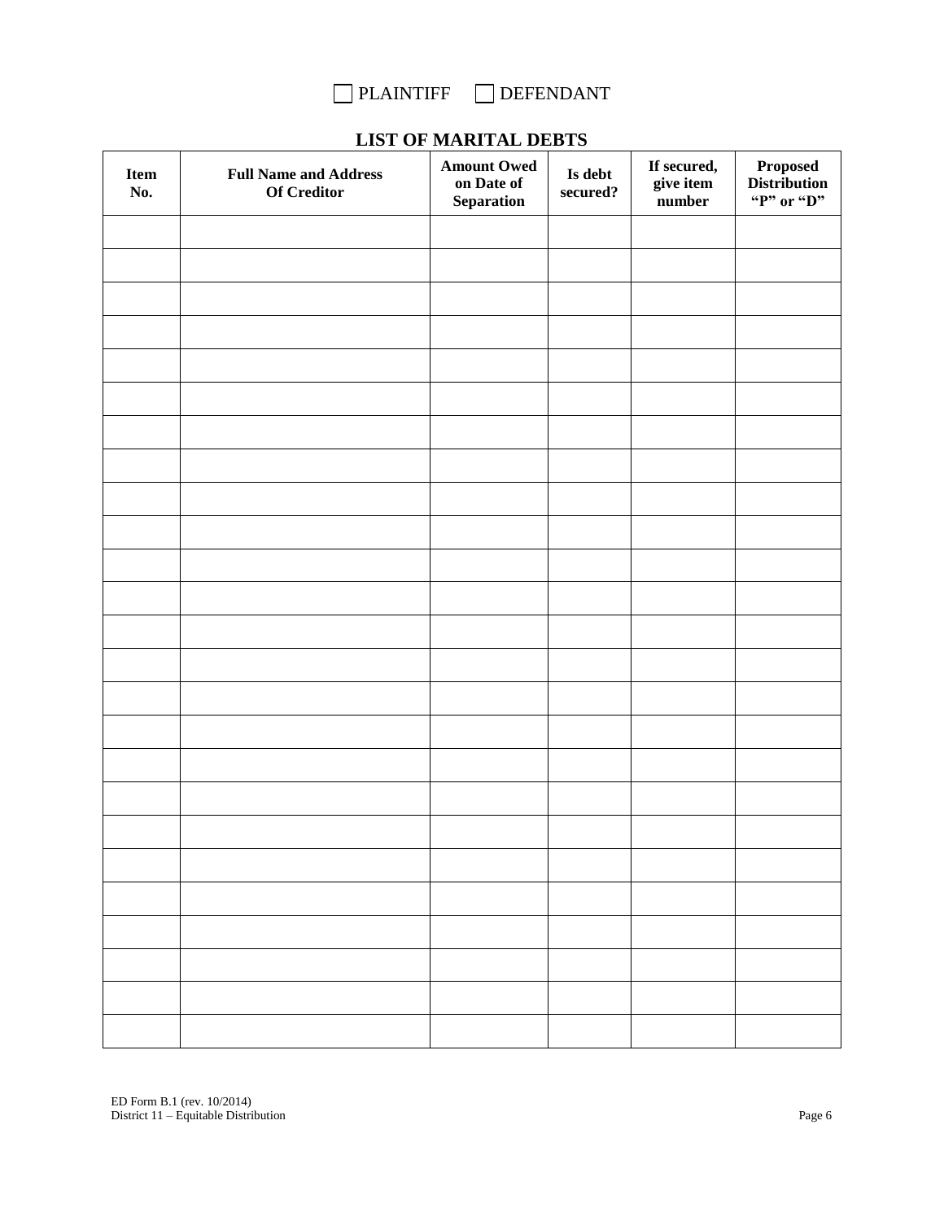☐ PLAINTIFF ☐ DEFENDANT

## LIST OF MARITAL DEBTS

| Item No. | Full Name and Address Of Creditor | Amount Owed on Date of Separation | Is debt secured? | If secured, give item number | Proposed Distribution "P" or "D" |
|---|---|---|---|---|---|
| | | | | | |
| | | | | | |
| | | | | | |
| | | | | | |
| | | | | | |
| | | | | | |
| | | | | | |
| | | | | | |
| | | | | | |
| | | | | | |
| | | | | | |
| | | | | | |
| | | | | | |
| | | | | | |
| | | | | | |
| | | | | | |
| | | | | | |
| | | | | | |
| | | | | | |
| | | | | | |
| | | | | | |
| | | | | | |
| | | | | | |
| | | | | | |
| | | | | | |

ED Form B.1 (rev. 10/2014)
District 11 – Equitable Distribution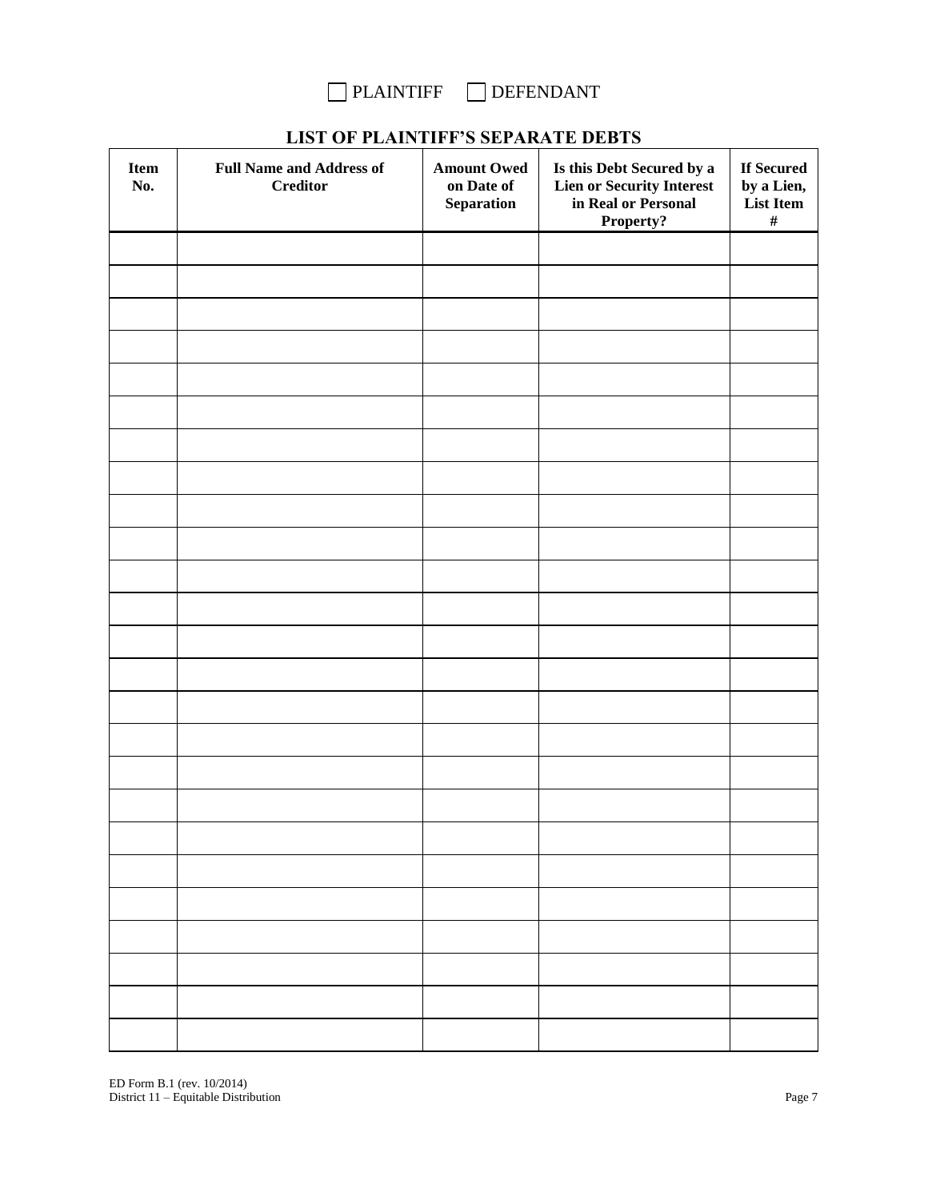☐ PLAINTIFF ☐ DEFENDANT

## LIST OF PLAINTIFF'S SEPARATE DEBTS

| Item No. | Full Name and Address of Creditor | Amount Owed on Date of Separation | Is this Debt Secured by a Lien or Security Interest in Real or Personal Property? | If Secured by a Lien, List Item # |
|---|---|---|---|---|
| | | | | |
| | | | | |
| | | | | |
| | | | | |
| | | | | |
| | | | | |
| | | | | |
| | | | | |
| | | | | |
| | | | | |
| | | | | |
| | | | | |
| | | | | |
| | | | | |
| | | | | |
| | | | | |
| | | | | |
| | | | | |
| | | | | |
| | | | | |
| | | | | |
| | | | | |
| | | | | |
| | | | | |
| | | | | |

ED Form B.1 (rev. 10/2014)
District 11 – Equitable Distribution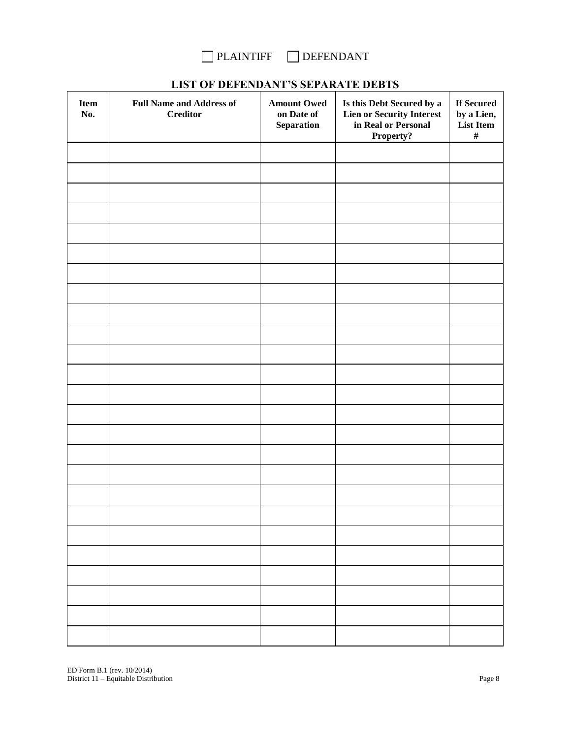☐ PLAINTIFF ☐ DEFENDANT

## LIST OF DEFENDANT'S SEPARATE DEBTS

| Item No. | Full Name and Address of Creditor | Amount Owed on Date of Separation | Is this Debt Secured by a Lien or Security Interest in Real or Personal Property? | If Secured by a Lien, List Item # |
|---|---|---|---|---|
| | | | | |
| | | | | |
| | | | | |
| | | | | |
| | | | | |
| | | | | |
| | | | | |
| | | | | |
| | | | | |
| | | | | |
| | | | | |
| | | | | |
| | | | | |
| | | | | |
| | | | | |
| | | | | |
| | | | | |
| | | | | |
| | | | | |
| | | | | |
| | | | | |
| | | | | |
| | | | | |
| | | | | |
| | | | | |

ED Form B.1 (rev. 10/2014)
District 11 – Equitable Distribution